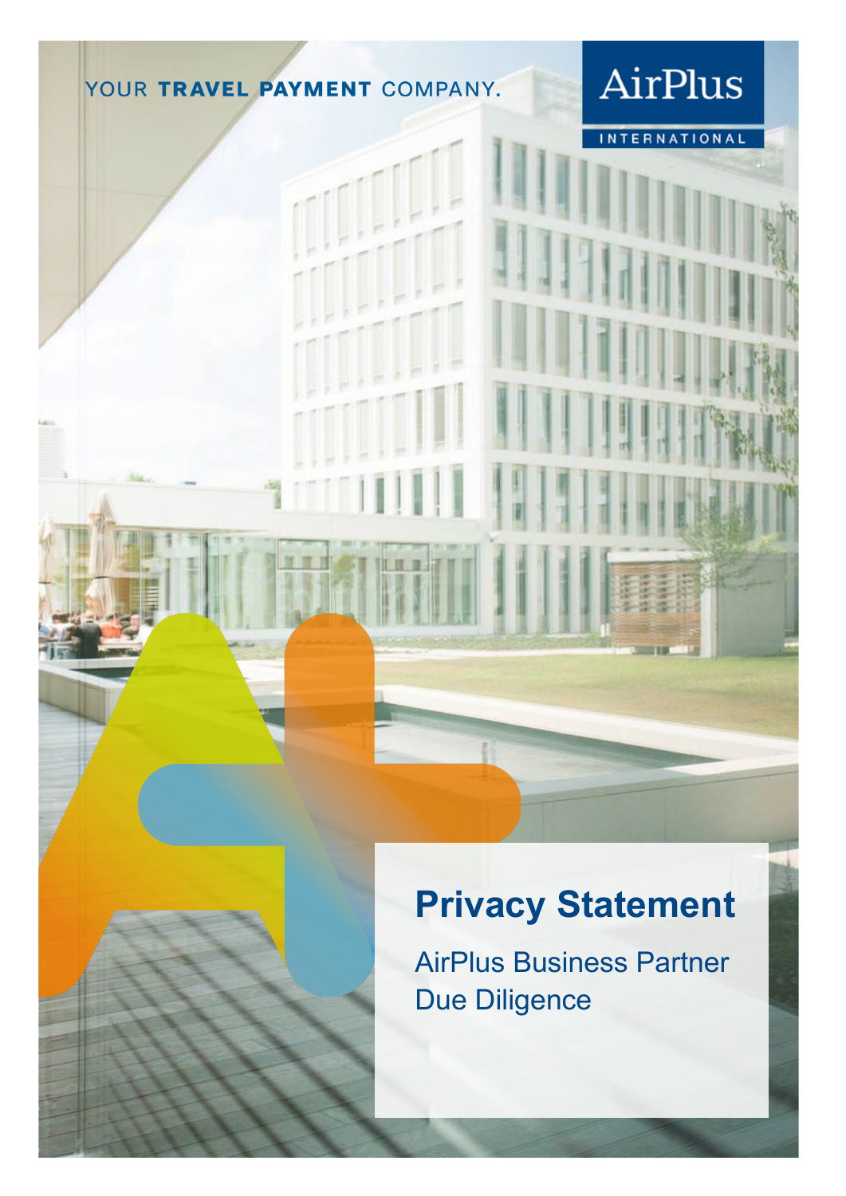YOUR **TRAVEL PAYMENT** COMPANY.

AirPlus
INTERNATIONAL

# Privacy Statement

## AirPlus Business Partner Due Diligence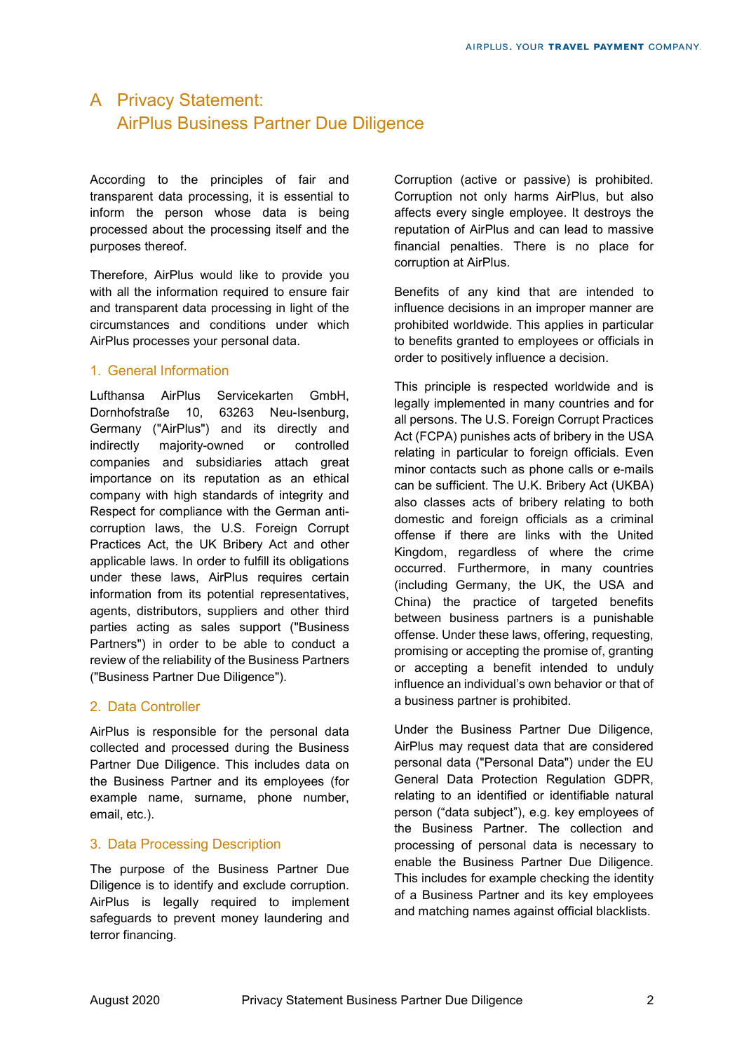# A Privacy Statement: AirPlus Business Partner Due Diligence

According to the principles of fair and transparent data processing, it is essential to inform the person whose data is being processed about the processing itself and the purposes thereof.

Therefore, AirPlus would like to provide you with all the information required to ensure fair and transparent data processing in light of the circumstances and conditions under which AirPlus processes your personal data.

## 1. General Information

Lufthansa AirPlus Servicekarten GmbH, Dornhofstraße 10, 63263 Neu-Isenburg, Germany ("AirPlus") and its directly and indirectly majority-owned or controlled companies and subsidiaries attach great importance on its reputation as an ethical company with high standards of integrity and Respect for compliance with the German anti-corruption laws, the U.S. Foreign Corrupt Practices Act, the UK Bribery Act and other applicable laws. In order to fulfill its obligations under these laws, AirPlus requires certain information from its potential representatives, agents, distributors, suppliers and other third parties acting as sales support ("Business Partners") in order to be able to conduct a review of the reliability of the Business Partners ("Business Partner Due Diligence").

## 2. Data Controller

AirPlus is responsible for the personal data collected and processed during the Business Partner Due Diligence. This includes data on the Business Partner and its employees (for example name, surname, phone number, email, etc.).

## 3. Data Processing Description

The purpose of the Business Partner Due Diligence is to identify and exclude corruption. AirPlus is legally required to implement safeguards to prevent money laundering and terror financing.

Corruption (active or passive) is prohibited. Corruption not only harms AirPlus, but also affects every single employee. It destroys the reputation of AirPlus and can lead to massive financial penalties. There is no place for corruption at AirPlus.

Benefits of any kind that are intended to influence decisions in an improper manner are prohibited worldwide. This applies in particular to benefits granted to employees or officials in order to positively influence a decision.

This principle is respected worldwide and is legally implemented in many countries and for all persons. The U.S. Foreign Corrupt Practices Act (FCPA) punishes acts of bribery in the USA relating in particular to foreign officials. Even minor contacts such as phone calls or e-mails can be sufficient. The U.K. Bribery Act (UKBA) also classes acts of bribery relating to both domestic and foreign officials as a criminal offense if there are links with the United Kingdom, regardless of where the crime occurred. Furthermore, in many countries (including Germany, the UK, the USA and China) the practice of targeted benefits between business partners is a punishable offense. Under these laws, offering, requesting, promising or accepting the promise of, granting or accepting a benefit intended to unduly influence an individual's own behavior or that of a business partner is prohibited.

Under the Business Partner Due Diligence, AirPlus may request data that are considered personal data ("Personal Data") under the EU General Data Protection Regulation GDPR, relating to an identified or identifiable natural person ("data subject"), e.g. key employees of the Business Partner. The collection and processing of personal data is necessary to enable the Business Partner Due Diligence. This includes for example checking the identity of a Business Partner and its key employees and matching names against official blacklists.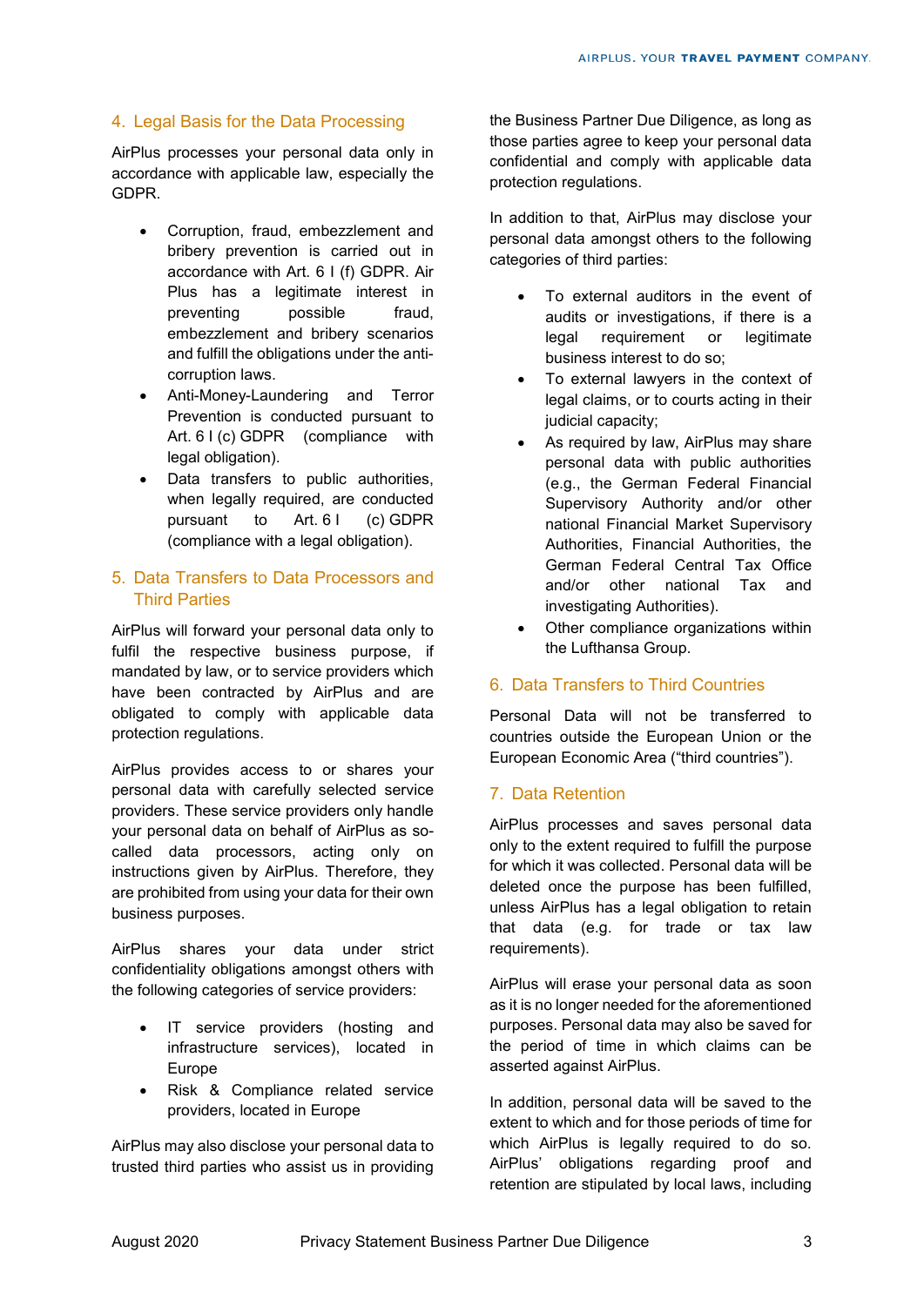## 4. Legal Basis for the Data Processing

AirPlus processes your personal data only in accordance with applicable law, especially the GDPR.

- Corruption, fraud, embezzlement and bribery prevention is carried out in accordance with Art. 6 I (f) GDPR. Air Plus has a legitimate interest in preventing possible fraud, embezzlement and bribery scenarios and fulfill the obligations under the anti-corruption laws.
- Anti-Money-Laundering and Terror Prevention is conducted pursuant to Art. 6 I (c) GDPR (compliance with legal obligation).
- Data transfers to public authorities, when legally required, are conducted pursuant to Art. 6 I (c) GDPR (compliance with a legal obligation).

## 5. Data Transfers to Data Processors and Third Parties

AirPlus will forward your personal data only to fulfil the respective business purpose, if mandated by law, or to service providers which have been contracted by AirPlus and are obligated to comply with applicable data protection regulations.

AirPlus provides access to or shares your personal data with carefully selected service providers. These service providers only handle your personal data on behalf of AirPlus as so-called data processors, acting only on instructions given by AirPlus. Therefore, they are prohibited from using your data for their own business purposes.

AirPlus shares your data under strict confidentiality obligations amongst others with the following categories of service providers:

- IT service providers (hosting and infrastructure services), located in Europe
- Risk & Compliance related service providers, located in Europe

AirPlus may also disclose your personal data to trusted third parties who assist us in providing the Business Partner Due Diligence, as long as those parties agree to keep your personal data confidential and comply with applicable data protection regulations.

In addition to that, AirPlus may disclose your personal data amongst others to the following categories of third parties:

- To external auditors in the event of audits or investigations, if there is a legal requirement or legitimate business interest to do so;
- To external lawyers in the context of legal claims, or to courts acting in their judicial capacity;
- As required by law, AirPlus may share personal data with public authorities (e.g., the German Federal Financial Supervisory Authority and/or other national Financial Market Supervisory Authorities, Financial Authorities, the German Federal Central Tax Office and/or other national Tax and investigating Authorities).
- Other compliance organizations within the Lufthansa Group.

## 6. Data Transfers to Third Countries

Personal Data will not be transferred to countries outside the European Union or the European Economic Area ("third countries").

## 7. Data Retention

AirPlus processes and saves personal data only to the extent required to fulfill the purpose for which it was collected. Personal data will be deleted once the purpose has been fulfilled, unless AirPlus has a legal obligation to retain that data (e.g. for trade or tax law requirements).

AirPlus will erase your personal data as soon as it is no longer needed for the aforementioned purposes. Personal data may also be saved for the period of time in which claims can be asserted against AirPlus.

In addition, personal data will be saved to the extent to which and for those periods of time for which AirPlus is legally required to do so. AirPlus' obligations regarding proof and retention are stipulated by local laws, including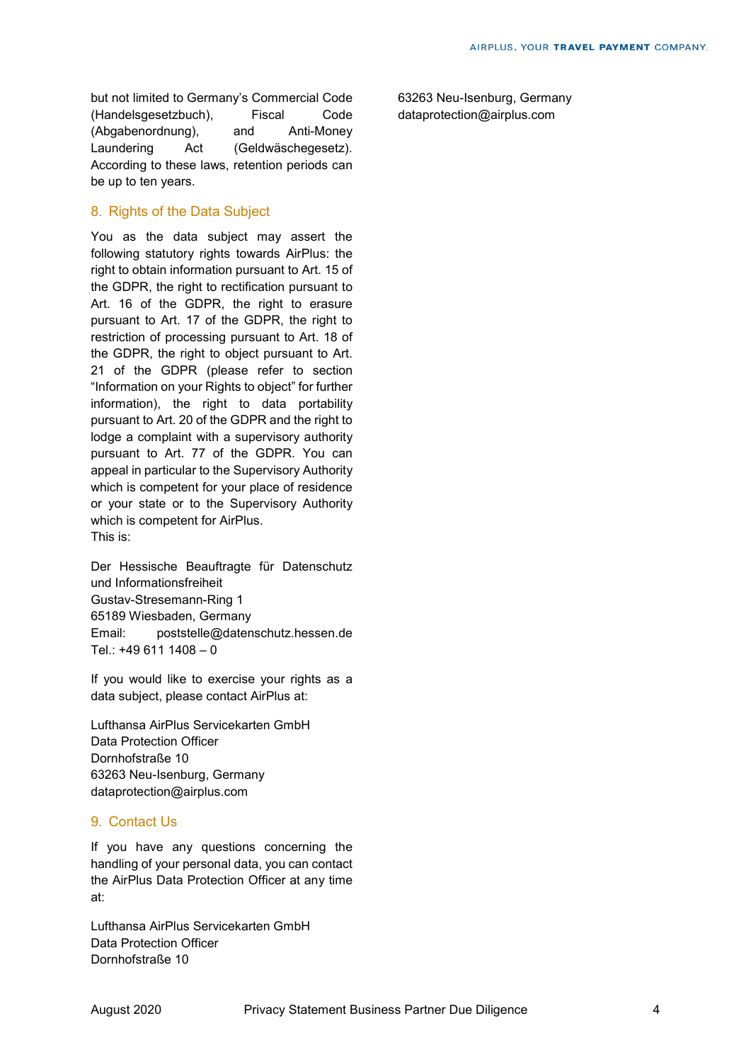but not limited to Germany's Commercial Code (Handelsgesetzbuch), Fiscal Code (Abgabenordnung), and Anti-Money Laundering Act (Geldwäschegesetz). According to these laws, retention periods can be up to ten years.

## 8. Rights of the Data Subject

You as the data subject may assert the following statutory rights towards AirPlus: the right to obtain information pursuant to Art. 15 of the GDPR, the right to rectification pursuant to Art. 16 of the GDPR, the right to erasure pursuant to Art. 17 of the GDPR, the right to restriction of processing pursuant to Art. 18 of the GDPR, the right to object pursuant to Art. 21 of the GDPR (please refer to section "Information on your Rights to object" for further information), the right to data portability pursuant to Art. 20 of the GDPR and the right to lodge a complaint with a supervisory authority pursuant to Art. 77 of the GDPR. You can appeal in particular to the Supervisory Authority which is competent for your place of residence or your state or to the Supervisory Authority which is competent for AirPlus.
This is:

Der Hessische Beauftragte für Datenschutz und Informationsfreiheit
Gustav-Stresemann-Ring 1
65189 Wiesbaden, Germany
Email: poststelle@datenschutz.hessen.de
Tel.: +49 611 1408 – 0

If you would like to exercise your rights as a data subject, please contact AirPlus at:

Lufthansa AirPlus Servicekarten GmbH
Data Protection Officer
Dornhofstraße 10
63263 Neu-Isenburg, Germany
dataprotection@airplus.com

## 9. Contact Us

If you have any questions concerning the handling of your personal data, you can contact the AirPlus Data Protection Officer at any time at:

Lufthansa AirPlus Servicekarten GmbH
Data Protection Officer
Dornhofstraße 10
63263 Neu-Isenburg, Germany
dataprotection@airplus.com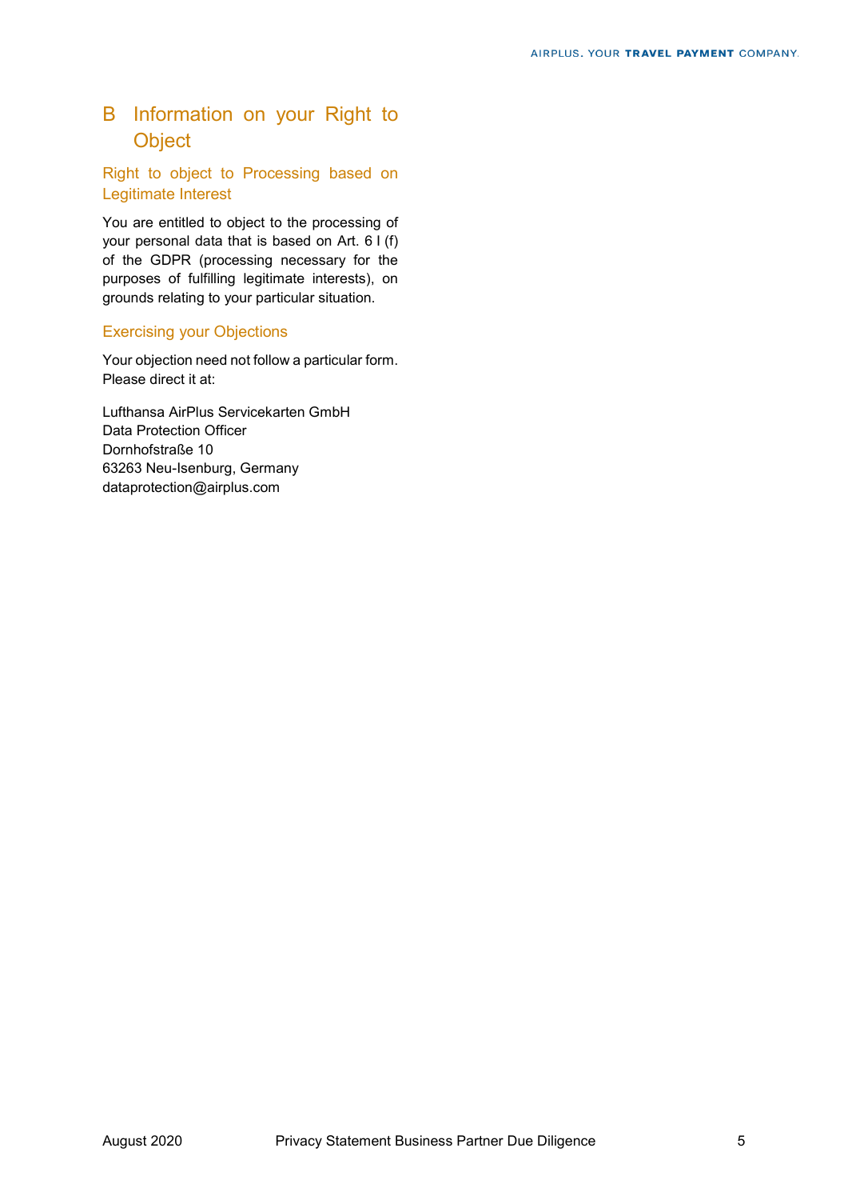# B Information on your Right to Object

## Right to object to Processing based on Legitimate Interest

You are entitled to object to the processing of your personal data that is based on Art. 6 I (f) of the GDPR (processing necessary for the purposes of fulfilling legitimate interests), on grounds relating to your particular situation.

## Exercising your Objections

Your objection need not follow a particular form. Please direct it at:

Lufthansa AirPlus Servicekarten GmbH
Data Protection Officer
Dornhofstraße 10
63263 Neu-Isenburg, Germany
dataprotection@airplus.com